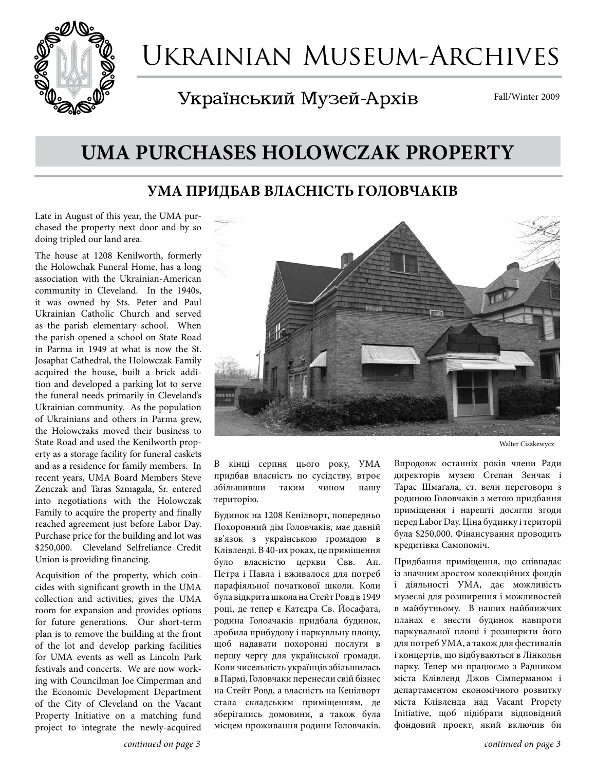# Ukrainian Museum-Archives

Український Музей-Архів

Fall/Winter 2009

## UMA PURCHASES HOLOWCZAK PROPERTY

## УМА ПРИДБАВ ВЛАСНІСТЬ ГОЛОВЧАКІВ

Late in August of this year, the UMA purchased the property next door and by so doing tripled our land area.

The house at 1208 Kenilworth, formerly the Holowchak Funeral Home, has a long association with the Ukrainian-American community in Cleveland. In the 1940s, it was owned by Sts. Peter and Paul Ukrainian Catholic Church and served as the parish elementary school. When the parish opened a school on State Road in Parma in 1949 at what is now the St. Josaphat Cathedral, the Holowczak Family acquired the house, built a brick addition and developed a parking lot to serve the funeral needs primarily in Cleveland's Ukrainian community. As the population of Ukrainians and others in Parma grew, the Holowczaks moved their business to State Road and used the Kenilworth property as a storage facility for funeral caskets and as a residence for family members. In recent years, UMA Board Members Steve Zenczak and Taras Szmagala, Sr. entered into negotiations with the Holowczak Family to acquire the property and finally reached agreement just before Labor Day. Purchase price for the building and lot was $250,000. Cleveland Selfreliance Credit Union is providing financing.

Acquisition of the property, which coincides with significant growth in the UMA collection and activities, gives the UMA room for expansion and provides options for future generations. Our short-term plan is to remove the building at the front of the lot and develop parking facilities for UMA events as well as Lincoln Park festivals and concerts. We are now working with Councilman Joe Cimperman and the Economic Development Department of the City of Cleveland on the Vacant Property Initiative on a matching fund project to integrate the newly-acquired

*continued on page 3*

Walter Ciszkewycz

В кінці серпня цього року, УМА придбав власність по сусідству, втроє збільшивши таким чином нашу територію.

Будинок на 1208 Кенілворт, попередньо Похоронний дім Головчаків, має давній зв'язок з українською громадою в Клівленді. В 40-их роках, це приміщення було власністю церкви Свв. Ап. Петра і Павла і вживалося для потреб парафіяльної початкової школи. Коли була відкрита школа на Стейт Ровд в 1949 році, де тепер є Катедра Св. Йосафата, родина Голоачаків придбала будинок, зробила прибудову і паркувльну площу, щоб надавати похоронні послуги в першу чергу для української громади. Коли чисельність українців збільшилась в Пармі, Головчаки перенесли свій бізнес на Стейт Ровд, а власність на Кенілворт стала складським приміщенням, де зберігались домовини, а також була місцем проживання родини Головчаків.

Впродовж останніх років члени Ради директорів музею Степан Зенчак і Тарас Шмаґала, ст. вели переговори з родиною Головчаків з метою придбання приміщення і нарешті досягли згоди перед Labor Day. Ціна будинку і території була $250,000. Фінансування проводить кредитівка Самопоміч.

Придбання приміщення, що співпадає із значним зростом колекційних фондів і діяльності УМА, дає можливість музеєві для розширення і можливостей в майбутньому. В наших найближчих планах є знести будинок навпроти паркувальної площі і розширити його для потреб УМА, а також для фестивалів і концертів, що відбуваються в Лінкольн парку. Тепер ми працюємо з Радником міста Клівленд Джов Сімперманом і департаментом економічного розвитку міста Клівленда над Vacant Propety Initiative, щоб підібрати відповідний фондовий проект, який включив би

*continued on page 3*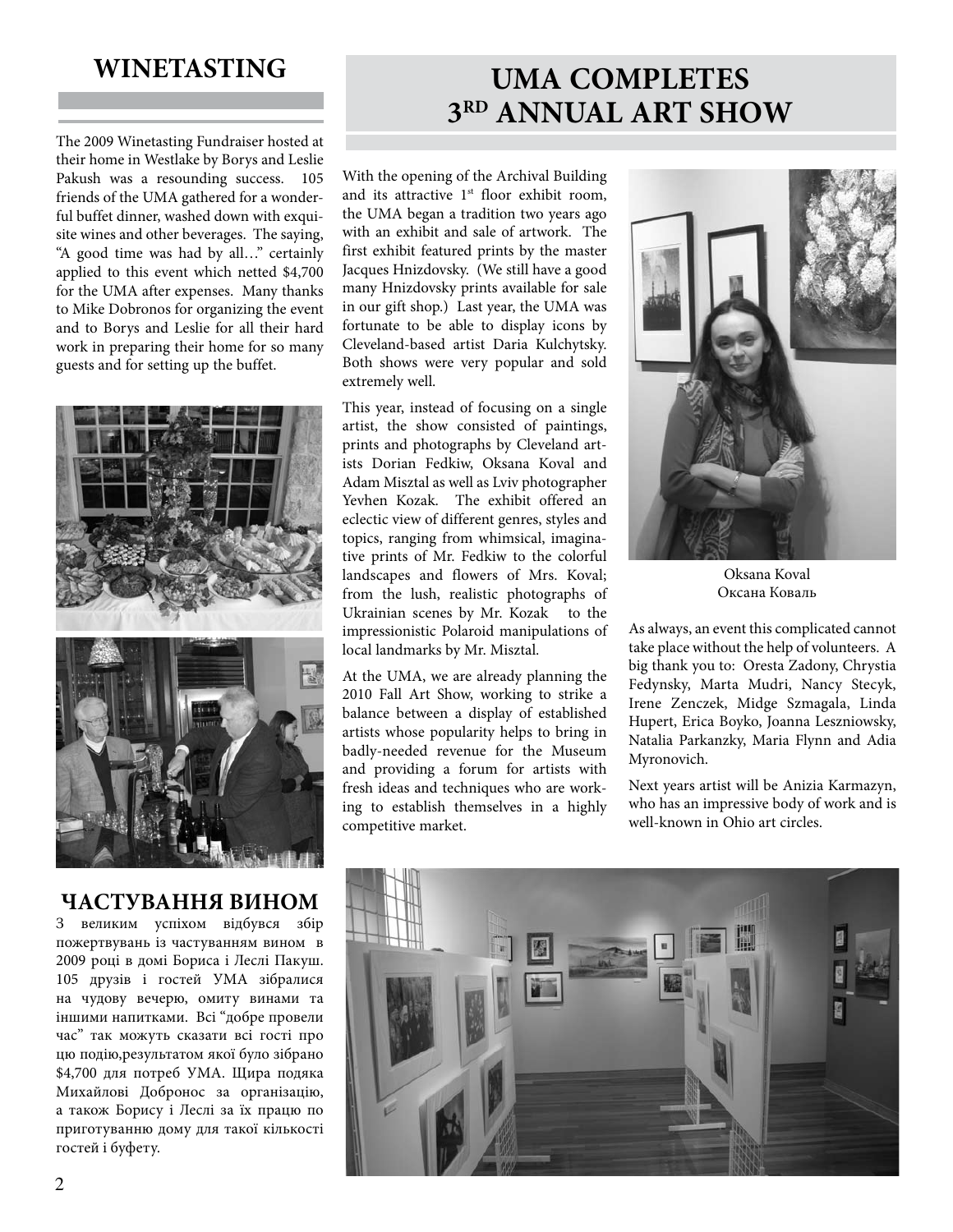## WINETASTING

The 2009 Winetasting Fundraiser hosted at their home in Westlake by Borys and Leslie Pakush was a resounding success. 105 friends of the UMA gathered for a wonderful buffet dinner, washed down with exquisite wines and other beverages. The saying, "A good time was had by all…" certainly applied to this event which netted $4,700 for the UMA after expenses. Many thanks to Mike Dobronos for organizing the event and to Borys and Leslie for all their hard work in preparing their home for so many guests and for setting up the buffet.

## ЧАСТУВАННЯ ВИНОМ

З великим успіхом відбувся збір пожертвувань із частуванням вином в 2009 році в домі Бориса і Леслі Пакуш. 105 друзів і гостей УМА зібралися на чудову вечерю, омиту винами та іншими напитками. Всі "добре провели час" так можуть сказати всі гості про цю подію,результатом якої було зібрано $4,700 для потреб УМА. Щира подяка Михайлові Добронос за організацію, а також Борису і Леслі за їх працю по приготуванню дому для такої кількості гостей і буфету.

## UMA COMPLETES 3RD ANNUAL ART SHOW

With the opening of the Archival Building and its attractive 1st floor exhibit room, the UMA began a tradition two years ago with an exhibit and sale of artwork. The first exhibit featured prints by the master Jacques Hnizdovsky. (We still have a good many Hnizdovsky prints available for sale in our gift shop.) Last year, the UMA was fortunate to be able to display icons by Cleveland-based artist Daria Kulchytsky. Both shows were very popular and sold extremely well.

This year, instead of focusing on a single artist, the show consisted of paintings, prints and photographs by Cleveland artists Dorian Fedkiw, Oksana Koval and Adam Misztal as well as Lviv photographer Yevhen Kozak. The exhibit offered an eclectic view of different genres, styles and topics, ranging from whimsical, imaginative prints of Mr. Fedkiw to the colorful landscapes and flowers of Mrs. Koval; from the lush, realistic photographs of Ukrainian scenes by Mr. Kozak to the impressionistic Polaroid manipulations of local landmarks by Mr. Misztal.

At the UMA, we are already planning the 2010 Fall Art Show, working to strike a balance between a display of established artists whose popularity helps to bring in badly-needed revenue for the Museum and providing a forum for artists with fresh ideas and techniques who are working to establish themselves in a highly competitive market.

Oksana Koval
Оксана Коваль

As always, an event this complicated cannot take place without the help of volunteers. A big thank you to: Oresta Zadony, Chrystia Fedynsky, Marta Mudri, Nancy Stecyk, Irene Zenczek, Midge Szmagala, Linda Hupert, Erica Boyko, Joanna Leszniowsky, Natalia Parkanzky, Maria Flynn and Adia Myronovich.

Next years artist will be Anizia Karmazyn, who has an impressive body of work and is well-known in Ohio art circles.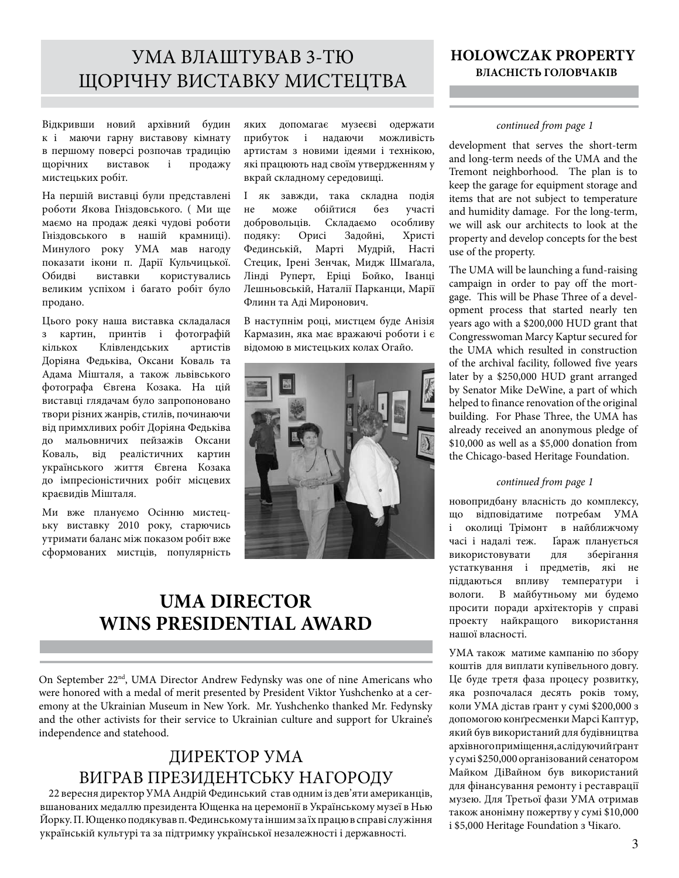# УМА ВЛАШТУВАВ 3-ТЮ ЩОРІЧНУ ВИСТАВКУ МИСТЕЦТВА

Відкривши новий архівний будинок і маючи гарну виставову кімнату в першому поверсі розпочав традицію щорічних виставок і продажу мистецьких робіт.

На першій виставці були представлені роботи Якова Гніздовського. ( Ми ще маємо на продаж деякі чудові роботи Гніздовського в нашій крамниці). Минулого року УМА мав нагоду показати ікони п. Дарії Кульчицької. Обидві виставки користувались великим успіхом і багато робіт було продано.

Цього року наша виставка складалася з картин, принтів і фотографій кількох Клівлендських артистів Доріяна Федьківа, Оксани Коваль та Адама Мішталя, а також львівського фотографа Євгена Козака. На цій виставці глядачам було запропоновано твори різних жанрів, стилів, починаючи від примхливих робіт Доріяна Федьківа до мальовничих пейзажів Оксани Коваль, від реалістичних картин українського життя Євгена Козака до імпресіоністичних робіт місцевих краєвидів Мішталя.

Ми вже плануємо Осінню мистецьку виставку 2010 року, старючись утримати баланс між показом робіт вже сформованих мистців, популярність яких допомагає музеєві одержати прибуток і надаючи можливість артистам з новими ідеями і технікою, які працюють над своїм утвердженням у вкрай складному середовищі.

І як завжди, така складна подія не може обійтися без участі добровольців. Складаємо особливу подяку: Орисі Задойні, Христі Фединській, Марті Мудрій, Насті Стецик, Ірені Зенчак, Мидж Шмаґала, Лінді Руперт, Еріці Бойко, Іванці Лешньовській, Наталії Парканци, Марії Флинн та Аді Миронович.

В наступнім році, мистцем буде Анізія Кармазин, яка має вражаючі роботи і є відомою в мистецьких колах Огайо.

# UMA DIRECTOR WINS PRESIDENTIAL AWARD

On September 22nd, UMA Director Andrew Fedynsky was one of nine Americans who were honored with a medal of merit presented by President Viktor Yushchenko at a ceremony at the Ukrainian Museum in New York. Mr. Yushchenko thanked Mr. Fedynsky and the other activists for their service to Ukrainian culture and support for Ukraine's independence and statehood.

# ДИРЕКТОР УМА ВИГРАВ ПРЕЗИДЕНТСЬКУ НАГОРОДУ

22 вересня директор УМА Андрій Фединський став одним із дев'яти американців, вшанованих медаллю президента Ющенка на церемонії в Українському музеї в Нью Йорку. П. Ющенко подякував п. Фединському та іншим за їх працю в справі служіння українській культурі та за підтримку української незалежності і державності.

# HOLOWCZAK PROPERTY
## ВЛАСНІСТЬ ГОЛОВЧАКІВ

*continued from page 1*

development that serves the short-term and long-term needs of the UMA and the Tremont neighborhood. The plan is to keep the garage for equipment storage and items that are not subject to temperature and humidity damage. For the long-term, we will ask our architects to look at the property and develop concepts for the best use of the property.

The UMA will be launching a fund-raising campaign in order to pay off the mortgage. This will be Phase Three of a development process that started nearly ten years ago with a $200,000 HUD grant that Congresswoman Marcy Kaptur secured for the UMA which resulted in construction of the archival facility, followed five years later by a $250,000 HUD grant arranged by Senator Mike DeWine, a part of which helped to finance renovation of the original building. For Phase Three, the UMA has already received an anonymous pledge of $10,000 as well as a $5,000 donation from the Chicago-based Heritage Foundation.

*continued from page 1*

новопридбану власність до комплексу, що відповідатиме потребам УМА і околиці Трімонт в найближчому часі і надалі теж. Ґараж планується використовувати для зберігання устаткування і предметів, які не піддаються впливу температури і вологи. В майбутньому ми будемо просити поради архітекторів у справі проекту найкращого використання нашої власності.

УМА також матиме кампанію по збору коштів для виплати купівельного довгу. Це буде третя фаза процесу розвитку, яка розпочалася десять років тому, коли УМА дістав ґрант у сумі $200,000 з допомогою конґресменки Марсі Каптур, який був використаний для будівництва архівного приміщення, а слідуючий ґрант у сумі $250,000 організований сенатором Майком ДіВайном був використаний для фінансування ремонту і реставрації музею. Для Третьої фази УМА отримав також анонімну пожертву у сумі $10,000 і $5,000 Heritage Foundation з Чікаґо.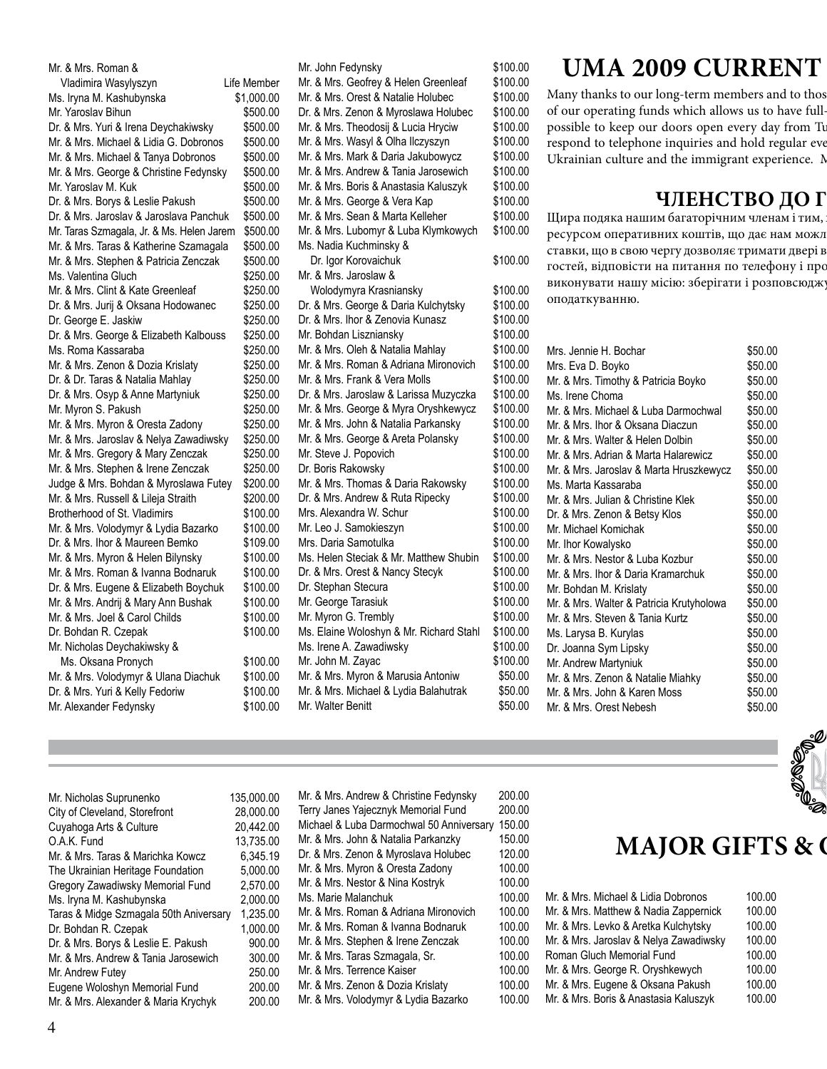## UMA 2009 CURRENT

Many thanks to our long-term members and to thos of our operating funds which allows us to have full- possible to keep our doors open every day from Tu respond to telephone inquiries and hold regular eve Ukrainian culture and the immigrant experience. M

### ЧЛЕНСТВО ДО Г

Щира подяка нашим багаторічним членам і тим, ресурсом оперативних коштів, що дає нам можл ставки, що в свою чергу дозволяє тримати двері в гостей, відповісти на питання по телефону і про виконувати нашу місію: зберігати і розповсюджу оподаткуванню.

| Name | Amount |
|---|---|
| Mr. & Mrs. Roman & Vladimira Wasylyszyn | Life Member |
| Ms. Iryna M. Kashubynska | $1,000.00 |
| Mr. Yaroslav Bihun | $500.00 |
| Dr. & Mrs. Yuri & Irena Deychakiwsky | $500.00 |
| Mr. & Mrs. Michael & Lidia G. Dobronos | $500.00 |
| Mr. & Mrs. Michael & Tanya Dobronos | $500.00 |
| Mr. & Mrs. George & Christine Fedynsky | $500.00 |
| Mr. Yaroslav M. Kuk | $500.00 |
| Dr. & Mrs. Borys & Leslie Pakush | $500.00 |
| Dr. & Mrs. Jaroslav & Jaroslava Panchuk | $500.00 |
| Mr. Taras Szmagala, Jr. & Ms. Helen Jarem | $500.00 |
| Mr. & Mrs. Taras & Katherine Szamagala | $500.00 |
| Mr. & Mrs. Stephen & Patricia Zenczak | $500.00 |
| Ms. Valentina Gluch | $250.00 |
| Mr. & Mrs. Clint & Kate Greenleaf | $250.00 |
| Dr. & Mrs. Jurij & Oksana Hodowanec | $250.00 |
| Dr. George E. Jaskiw | $250.00 |
| Dr. & Mrs. George & Elizabeth Kalbouss | $250.00 |
| Ms. Roma Kassaraba | $250.00 |
| Mr. & Mrs. Zenon & Dozia Krislaty | $250.00 |
| Dr. & Dr. Taras & Natalia Mahlay | $250.00 |
| Dr. & Mrs. Osyp & Anne Martyniuk | $250.00 |
| Mr. Myron S. Pakush | $250.00 |
| Mr. & Mrs. Myron & Oresta Zadony | $250.00 |
| Mr. & Mrs. Jaroslav & Nelya Zawadiwsky | $250.00 |
| Mr. & Mrs. Gregory & Mary Zenczak | $250.00 |
| Mr. & Mrs. Stephen & Irene Zenczak | $250.00 |
| Judge & Mrs. Bohdan & Myroslawa Futey | $200.00 |
| Mr. & Mrs. Russell & Lileja Straith | $200.00 |
| Brotherhood of St. Vladimirs | $100.00 |
| Mr. & Mrs. Volodymyr & Lydia Bazarko | $100.00 |
| Dr. & Mrs. Ihor & Maureen Bemko | $109.00 |
| Mr. & Mrs. Myron & Helen Bilynsky | $100.00 |
| Mr. & Mrs. Roman & Ivanna Bodnaruk | $100.00 |
| Dr. & Mrs. Eugene & Elizabeth Boychuk | $100.00 |
| Mr. & Mrs. Andrij & Mary Ann Bushak | $100.00 |
| Mr. & Mrs. Joel & Carol Childs | $100.00 |
| Dr. Bohdan R. Czepak | $100.00 |
| Mr. Nicholas Deychakiwsky & Ms. Oksana Pronych | $100.00 |
| Mr. & Mrs. Volodymyr & Ulana Diachuk | $100.00 |
| Dr. & Mrs. Yuri & Kelly Fedoriw | $100.00 |
| Mr. Alexander Fedynsky | $100.00 |
| Mr. John Fedynsky | $100.00 |
| Mr. & Mrs. Geofrey & Helen Greenleaf | $100.00 |
| Mr. & Mrs. Orest & Natalie Holubec | $100.00 |
| Dr. & Mrs. Zenon & Myroslawa Holubec | $100.00 |
| Mr. & Mrs. Theodosij & Lucia Hryciw | $100.00 |
| Mr. & Mrs. Wasyl & Olha Ilczyszyn | $100.00 |
| Mr. & Mrs. Mark & Daria Jakubowycz | $100.00 |
| Mr. & Mrs. Andrew & Tania Jarosewich | $100.00 |
| Mr. & Mrs. Boris & Anastasia Kaluszyk | $100.00 |
| Mr. & Mrs. George & Vera Kap | $100.00 |
| Mr. & Mrs. Sean & Marta Kelleher | $100.00 |
| Mr. & Mrs. Lubomyr & Luba Klymkowych | $100.00 |
| Ms. Nadia Kuchminsky & Dr. Igor Korovaichuk | $100.00 |
| Mr. & Mrs. Jaroslaw & Wolodymyra Krasniansky | $100.00 |
| Dr. & Mrs. George & Daria Kulchytsky | $100.00 |
| Dr. & Mrs. Ihor & Zenovia Kunasz | $100.00 |
| Mr. Bohdan Liszniansky | $100.00 |
| Mr. & Mrs. Oleh & Natalia Mahlay | $100.00 |
| Mr. & Mrs. Roman & Adriana Mironovich | $100.00 |
| Mr. & Mrs. Frank & Vera Molls | $100.00 |
| Dr. & Mrs. Jaroslaw & Larissa Muzyczka | $100.00 |
| Mr. & Mrs. George & Myra Oryshkewycz | $100.00 |
| Mr. & Mrs. John & Natalia Parkansky | $100.00 |
| Mr. & Mrs. George & Areta Polansky | $100.00 |
| Mr. Steve J. Popovich | $100.00 |
| Dr. Boris Rakowsky | $100.00 |
| Mr. & Mrs. Thomas & Daria Rakowsky | $100.00 |
| Dr. & Mrs. Andrew & Ruta Ripecky | $100.00 |
| Mrs. Alexandra W. Schur | $100.00 |
| Mr. Leo J. Samokieszyn | $100.00 |
| Mrs. Daria Samotulka | $100.00 |
| Ms. Helen Steciak & Mr. Matthew Shubin | $100.00 |
| Dr. & Mrs. Orest & Nancy Stecyk | $100.00 |
| Dr. Stephan Stecura | $100.00 |
| Mr. George Tarasiuk | $100.00 |
| Mr. Myron G. Trembly | $100.00 |
| Ms. Elaine Woloshyn & Mr. Richard Stahl | $100.00 |
| Ms. Irene A. Zawadiwsky | $100.00 |
| Mr. John M. Zayac | $100.00 |
| Mr. & Mrs. Myron & Marusia Antoniw | $50.00 |
| Mr. & Mrs. Michael & Lydia Balahutrak | $50.00 |
| Mr. Walter Benitt | $50.00 |
| Mrs. Jennie H. Bochar | $50.00 |
| Mrs. Eva D. Boyko | $50.00 |
| Mr. & Mrs. Timothy & Patricia Boyko | $50.00 |
| Ms. Irene Choma | $50.00 |
| Mr. & Mrs. Michael & Luba Darmochwal | $50.00 |
| Mr. & Mrs. Ihor & Oksana Diaczun | $50.00 |
| Mr. & Mrs. Walter & Helen Dolbin | $50.00 |
| Mr. & Mrs. Adrian & Marta Halarewicz | $50.00 |
| Mr. & Mrs. Jaroslav & Marta Hruszkewycz | $50.00 |
| Ms. Marta Kassaraba | $50.00 |
| Mr. & Mrs. Julian & Christine Klek | $50.00 |
| Dr. & Mrs. Zenon & Betsy Klos | $50.00 |
| Mr. Michael Komichak | $50.00 |
| Mr. Ihor Kowalysko | $50.00 |
| Mr. & Mrs. Nestor & Luba Kozbur | $50.00 |
| Mr. & Mrs. Ihor & Daria Kramarchuk | $50.00 |
| Mr. Bohdan M. Krislaty | $50.00 |
| Mr. & Mrs. Walter & Patricia Krutyholowa | $50.00 |
| Mr. & Mrs. Steven & Tania Kurtz | $50.00 |
| Ms. Larysa B. Kurylas | $50.00 |
| Dr. Joanna Sym Lipsky | $50.00 |
| Mr. Andrew Martyniuk | $50.00 |
| Mr. & Mrs. Zenon & Natalie Miahky | $50.00 |
| Mr. & Mrs. John & Karen Moss | $50.00 |
| Mr. & Mrs. Orest Nebesh | $50.00 |

## MAJOR GIFTS & C

| Name | Amount |
|---|---|
| Mr. Nicholas Suprunenko | 135,000.00 |
| City of Cleveland, Storefront | 28,000.00 |
| Cuyahoga Arts & Culture | 20,442.00 |
| O.A.K. Fund | 13,735.00 |
| Mr. & Mrs. Taras & Marichka Kowcz | 6,345.19 |
| The Ukrainian Heritage Foundation | 5,000.00 |
| Gregory Zawadiwsky Memorial Fund | 2,570.00 |
| Ms. Iryna M. Kashubynska | 2,000.00 |
| Taras & Midge Szmagala 50th Aniversary | 1,235.00 |
| Dr. Bohdan R. Czepak | 1,000.00 |
| Dr. & Mrs. Borys & Leslie E. Pakush | 900.00 |
| Mr. & Mrs. Andrew & Tania Jarosewich | 300.00 |
| Mr. Andrew Futey | 250.00 |
| Eugene Woloshyn Memorial Fund | 200.00 |
| Mr. & Mrs. Alexander & Maria Krychyk | 200.00 |
| Mr. & Mrs. Andrew & Christine Fedynsky | 200.00 |
| Terry Janes Yajecznyk Memorial Fund | 200.00 |
| Michael & Luba Darmochwal 50 Anniversary | 150.00 |
| Mr. & Mrs. John & Natalia Parkanzky | 150.00 |
| Dr. & Mrs. Zenon & Myroslawa Holubec | 120.00 |
| Mr. & Mrs. Myron & Oresta Zadony | 100.00 |
| Mr. & Mrs. Nestor & Nina Kostryk | 100.00 |
| Ms. Marie Malanchuk | 100.00 |
| Mr. & Mrs. Roman & Adriana Mironovich | 100.00 |
| Mr. & Mrs. Roman & Ivanna Bodnaruk | 100.00 |
| Mr. & Mrs. Stephen & Irene Zenczak | 100.00 |
| Mr. & Mrs. Taras Szmagala, Sr. | 100.00 |
| Mr. & Mrs. Terrence Kaiser | 100.00 |
| Mr. & Mrs. Zenon & Dozia Krislaty | 100.00 |
| Mr. & Mrs. Volodymyr & Lydia Bazarko | 100.00 |
| Mr. & Mrs. Michael & Lidia Dobronos | 100.00 |
| Mr. & Mrs. Matthew & Nadia Zappernick | 100.00 |
| Mr. & Mrs. Levko & Aretka Kulchytsky | 100.00 |
| Mr. & Mrs. Jaroslav & Nelya Zawadiwsky | 100.00 |
| Roman Gluch Memorial Fund | 100.00 |
| Mr. & Mrs. George R. Oryshkewych | 100.00 |
| Mr. & Mrs. Eugene & Oksana Pakush | 100.00 |
| Mr. & Mrs. Boris & Anastasia Kaluszyk | 100.00 |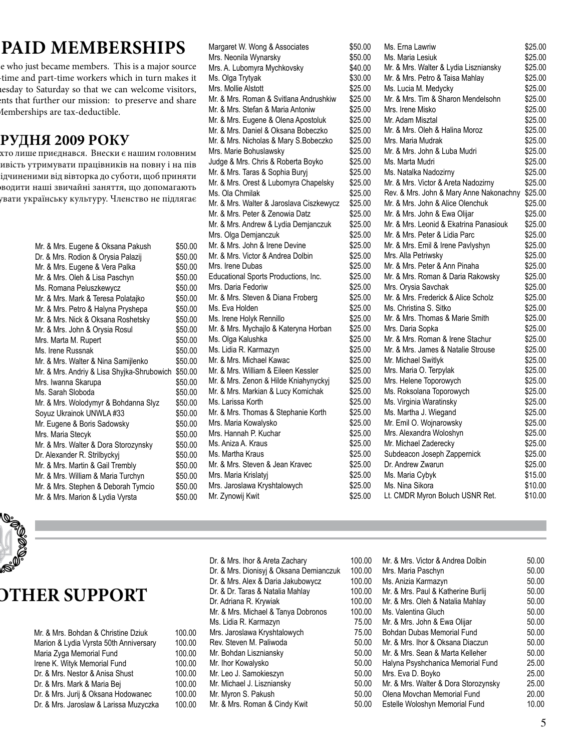# PAID MEMBERSHIPS

e who just became members. This is a major source -time and part-time workers which in turn makes it uesday to Saturday so that we can welcome visitors, ents that further our mission: to preserve and share Memberships are tax-deductible.

## РУДНЯ 2009 РОКУ

хто лише приєднався. Внески є нашим головним ивість утримувати працівників на повну і на пів ідчиненими від вівторка до суботи, щоб приняти оводити наші звичайні заняття, що допомагають увати українську культуру. Членство не підлягає

| Name | Amount |
|---|---|
| Mr. & Mrs. Eugene & Oksana Pakush | $50.00 |
| Dr. & Mrs. Rodion & Orysia Palazij | $50.00 |
| Mr. & Mrs. Eugene & Vera Palka | $50.00 |
| Mr. & Mrs. Oleh & Lisa Paschyn | $50.00 |
| Ms. Romana Peluszkewycz | $50.00 |
| Mr. & Mrs. Mark & Teresa Polatajko | $50.00 |
| Mr. & Mrs. Petro & Halyna Pryshepa | $50.00 |
| Mr. & Mrs. Nick & Oksana Roshetsky | $50.00 |
| Mr. & Mrs. John & Orysia Rosul | $50.00 |
| Mrs. Marta M. Rupert | $50.00 |
| Ms. Irene Russnak | $50.00 |
| Mr. & Mrs. Walter & Nina Samijlenko | $50.00 |
| Mr. & Mrs. Andriy & Lisa Shyjka-Shrubowich | $50.00 |
| Mrs. Iwanna Skarupa | $50.00 |
| Ms. Sarah Sloboda | $50.00 |
| Mr. & Mrs. Wolodymyr & Bohdanna Slyz | $50.00 |
| Soyuz Ukrainok UNWLA #33 | $50.00 |
| Mr. Eugene & Boris Sadowsky | $50.00 |
| Mrs. Maria Stecyk | $50.00 |
| Mr. & Mrs. Walter & Dora Storozynsky | $50.00 |
| Dr. Alexander R. Strilbyckyj | $50.00 |
| Mr. & Mrs. Martin & Gail Trembly | $50.00 |
| Mr. & Mrs. William & Maria Turchyn | $50.00 |
| Mr. & Mrs. Stephen & Deborah Tymcio | $50.00 |
| Mr. & Mrs. Marion & Lydia Vyrsta | $50.00 |
| Margaret W. Wong & Associates | $50.00 |
| Mrs. Neonila Wynarsky | $50.00 |
| Mrs. A. Lubomyra Mychkovsky | $40.00 |
| Ms. Olga Trytyak | $30.00 |
| Mrs. Mollie Alstott | $25.00 |
| Mr. & Mrs. Roman & Svitlana Andrushkiw | $25.00 |
| Mr. & Mrs. Stefan & Maria Antoniw | $25.00 |
| Mr. & Mrs. Eugene & Olena Apostoluk | $25.00 |
| Mr. & Mrs. Daniel & Oksana Bobeczko | $25.00 |
| Mr. & Mrs. Nicholas & Mary S.Bobeczko | $25.00 |
| Mrs. Marie Bohuslawsky | $25.00 |
| Judge & Mrs. Chris & Roberta Boyko | $25.00 |
| Mr. & Mrs. Taras & Sophia Buryj | $25.00 |
| Mr. & Mrs. Orest & Lubomyra Chapelsky | $25.00 |
| Ms. Ola Chmilak | $25.00 |
| Mr. & Mrs. Walter & Jaroslava Ciszkewycz | $25.00 |
| Mr. & Mrs. Peter & Zenowia Datz | $25.00 |
| Mr. & Mrs. Andrew & Lydia Demjanczuk | $25.00 |
| Mrs. Olga Demjanczuk | $25.00 |
| Mr. & Mrs. John & Irene Devine | $25.00 |
| Mr. & Mrs. Victor & Andrea Dolbin | $25.00 |
| Mrs. Irene Dubas | $25.00 |
| Educational Sports Productions, Inc. | $25.00 |
| Mrs. Daria Fedoriw | $25.00 |
| Mr. & Mrs. Steven & Diana Froberg | $25.00 |
| Ms. Eva Holden | $25.00 |
| Ms. Irene Holyk Rennillo | $25.00 |
| Mr. & Mrs. Mychajlo & Kateryna Horban | $25.00 |
| Ms. Olga Kalushka | $25.00 |
| Ms. Lidia R. Karmazyn | $25.00 |
| Mr. & Mrs. Michael Kawac | $25.00 |
| Mr. & Mrs. William & Eileen Kessler | $25.00 |
| Mr. & Mrs. Zenon & Hilde Kniahynyckyj | $25.00 |
| Mr. & Mrs. Markian & Lucy Komichak | $25.00 |
| Ms. Larissa Korth | $25.00 |
| Mr. & Mrs. Thomas & Stephanie Korth | $25.00 |
| Mrs. Maria Kowalysko | $25.00 |
| Mrs. Hannah P. Kuchar | $25.00 |
| Ms. Aniza A. Kraus | $25.00 |
| Ms. Martha Kraus | $25.00 |
| Mr. & Mrs. Steven & Jean Kravec | $25.00 |
| Mrs. Maria Krislatyj | $25.00 |
| Mrs. Jaroslawa Kryshtalowych | $25.00 |
| Mr. Zynowij Kwit | $25.00 |
| Ms. Erna Lawriw | $25.00 |
| Ms. Maria Lesiuk | $25.00 |
| Mr. & Mrs. Walter & Lydia Liszniansky | $25.00 |
| Mr. & Mrs. Petro & Taisa Mahlay | $25.00 |
| Ms. Lucia M. Medycky | $25.00 |
| Mr. & Mrs. Tim & Sharon Mendelsohn | $25.00 |
| Mrs. Irene Misko | $25.00 |
| Mr. Adam Misztal | $25.00 |
| Mr. & Mrs. Oleh & Halina Moroz | $25.00 |
| Mrs. Maria Mudrak | $25.00 |
| Mr. & Mrs. John & Luba Mudri | $25.00 |
| Ms. Marta Mudri | $25.00 |
| Ms. Natalka Nadozirny | $25.00 |
| Mr. & Mrs. Victor & Areta Nadozirny | $25.00 |
| Rev. & Mrs. John & Mary Anne Nakonachny | $25.00 |
| Mr. & Mrs. John & Alice Olenchuk | $25.00 |
| Mr. & Mrs. John & Ewa Olijar | $25.00 |
| Mr. & Mrs. Leonid & Ekatrina Panasiouk | $25.00 |
| Mr. & Mrs. Peter & Lidia Parc | $25.00 |
| Mr. & Mrs. Emil & Irene Pavlyshyn | $25.00 |
| Mrs. Alla Petriwsky | $25.00 |
| Mr. & Mrs. Peter & Ann Pinaha | $25.00 |
| Mr. & Mrs. Roman & Daria Rakowsky | $25.00 |
| Mrs. Orysia Savchak | $25.00 |
| Mr. & Mrs. Frederick & Alice Scholz | $25.00 |
| Ms. Christina S. Sitko | $25.00 |
| Mr. & Mrs. Thomas & Marie Smith | $25.00 |
| Mrs. Daria Sopka | $25.00 |
| Mr. & Mrs. Roman & Irene Stachur | $25.00 |
| Mr. & Mrs. James & Natalie Strouse | $25.00 |
| Mr. Michael Switlyk | $25.00 |
| Mrs. Maria O. Terpylak | $25.00 |
| Mrs. Helene Toporowych | $25.00 |
| Ms. Roksolana Toporowych | $25.00 |
| Ms. Virginia Waratinsky | $25.00 |
| Ms. Martha J. Wiegand | $25.00 |
| Mr. Emil O. Wojnarowsky | $25.00 |
| Mrs. Alexandra Woloshyn | $25.00 |
| Mr. Michael Zaderecky | $25.00 |
| Subdeacon Joseph Zappernick | $25.00 |
| Dr. Andrew Zwarun | $25.00 |
| Ms. Maria Cybyk | $15.00 |
| Ms. Nina Sikora | $10.00 |
| Lt. CMDR Myron Boluch USNR Ret. | $10.00 |

# OTHER SUPPORT

| Name | Amount |
|---|---|
| Mr. & Mrs. Bohdan & Christine Dziuk | 100.00 |
| Marion & Lydia Vyrsta 50th Anniversary | 100.00 |
| Maria Zyga Memorial Fund | 100.00 |
| Irene K. Wityk Memorial Fund | 100.00 |
| Dr. & Mrs. Nestor & Anisa Shust | 100.00 |
| Dr. & Mrs. Mark & Maria Bej | 100.00 |
| Dr. & Mrs. Jurij & Oksana Hodowanec | 100.00 |
| Dr. & Mrs. Jaroslaw & Larissa Muzyczka | 100.00 |
| Dr. & Mrs. Ihor & Areta Zachary | 100.00 |
| Dr. & Mrs. Dionisyj & Oksana Demianczuk | 100.00 |
| Dr. & Mrs. Alex & Daria Jakubowycz | 100.00 |
| Dr. & Dr. Taras & Natalia Mahlay | 100.00 |
| Dr. Adriana R. Krywiak | 100.00 |
| Mr. & Mrs. Michael & Tanya Dobronos | 100.00 |
| Ms. Lidia R. Karmazyn | 75.00 |
| Mrs. Jaroslawa Kryshtalowych | 75.00 |
| Rev. Steven M. Paliwoda | 50.00 |
| Mr. Bohdan Liszniansky | 50.00 |
| Mr. Ihor Kowalysko | 50.00 |
| Mr. Leo J. Samokieszyn | 50.00 |
| Mr. Michael J. Liszniansky | 50.00 |
| Mr. Myron S. Pakush | 50.00 |
| Mr. & Mrs. Roman & Cindy Kwit | 50.00 |
| Mr. & Mrs. Victor & Andrea Dolbin | 50.00 |
| Mrs. Maria Paschyn | 50.00 |
| Ms. Anizia Karmazyn | 50.00 |
| Mr. & Mrs. Paul & Katherine Burlij | 50.00 |
| Mr. & Mrs. Oleh & Natalia Mahlay | 50.00 |
| Ms. Valentina Gluch | 50.00 |
| Mr. & Mrs. John & Ewa Olijar | 50.00 |
| Bohdan Dubas Memorial Fund | 50.00 |
| Mr. & Mrs. Ihor & Oksana Diaczun | 50.00 |
| Mr. & Mrs. Sean & Marta Kelleher | 50.00 |
| Halyna Psyshchanica Memorial Fund | 25.00 |
| Mrs. Eva D. Boyko | 25.00 |
| Mr. & Mrs. Walter & Dora Storozynsky | 25.00 |
| Olena Movchan Memorial Fund | 20.00 |
| Estelle Woloshyn Memorial Fund | 10.00 |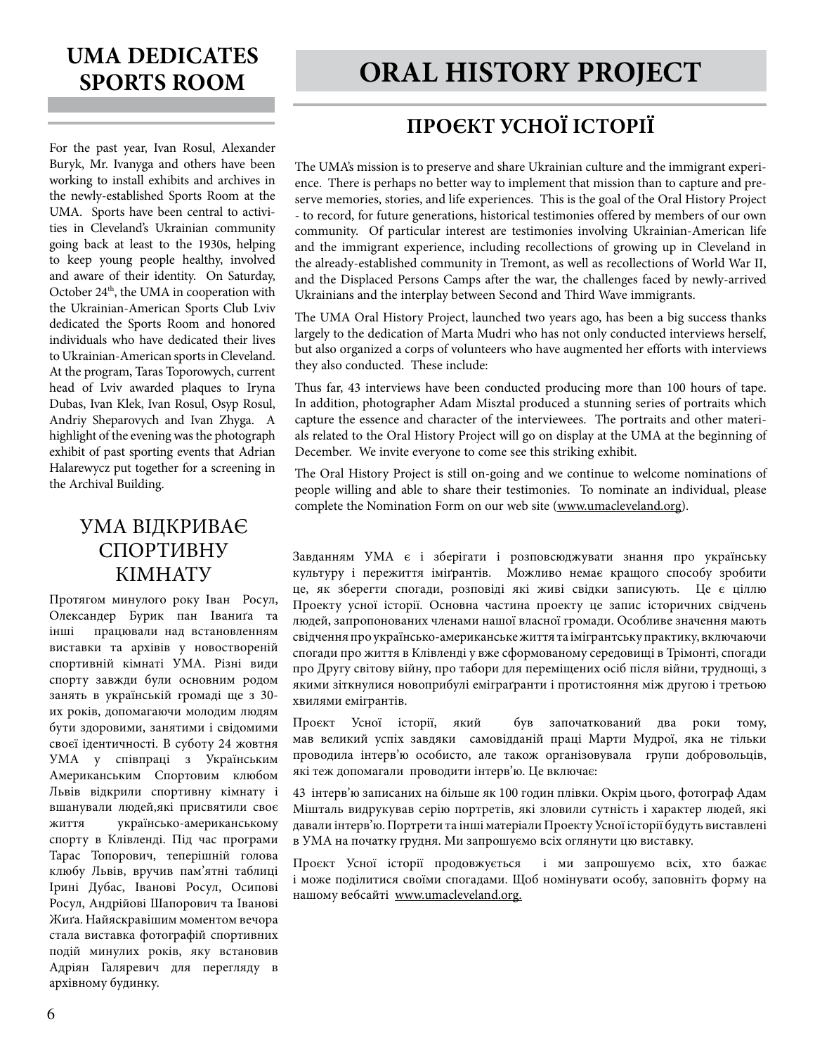## UMA DEDICATES SPORTS ROOM

For the past year, Ivan Rosul, Alexander Buryk, Mr. Ivanyga and others have been working to install exhibits and archives in the newly-established Sports Room at the UMA. Sports have been central to activities in Cleveland's Ukrainian community going back at least to the 1930s, helping to keep young people healthy, involved and aware of their identity. On Saturday, October 24th, the UMA in cooperation with the Ukrainian-American Sports Club Lviv dedicated the Sports Room and honored individuals who have dedicated their lives to Ukrainian-American sports in Cleveland. At the program, Taras Toporowych, current head of Lviv awarded plaques to Iryna Dubas, Ivan Klek, Ivan Rosul, Osyp Rosul, Andriy Sheparovych and Ivan Zhyga. A highlight of the evening was the photograph exhibit of past sporting events that Adrian Halarewycz put together for a screening in the Archival Building.

## УМА ВІДКРИВАЄ СПОРТИВНУ КІМНАТУ

Протягом минулого року Іван Росул, Олександер Бурик пан Іваниґа та інші працювали над встановленням виставки та архівів у новоствореній спортивній кімнаті УМА. Різні види спорту завжди були основним родом занять в українській громаді ще з 30-их років, допомагаючи молодим людям бути здоровими, занятими і свідомими своєї ідентичності. В суботу 24 жовтня УМА у співпраці з Українським Американським Спортовим клюбом Львів відкрили спортивну кімнату і вшанували людей,які присвятили своє життя українсько-американському спорту в Клівленді. Під час програми Тарас Топорович, теперішній голова клюбу Львів, вручив пам'ятні таблиці Ірині Дубас, Іванові Росул, Осипові Росул, Андрійові Шапорович та Іванові Жиґа. Найяскравішим моментом вечора стала виставка фотографій спортивних подій минулих років, яку встановив Адріян Галяревич для перегляду в архівному будинку.

# ORAL HISTORY PROJECT

## ПРОЄКТ УСНОЇ ІСТОРІЇ

The UMA's mission is to preserve and share Ukrainian culture and the immigrant experience. There is perhaps no better way to implement that mission than to capture and preserve memories, stories, and life experiences. This is the goal of the Oral History Project - to record, for future generations, historical testimonies offered by members of our own community. Of particular interest are testimonies involving Ukrainian-American life and the immigrant experience, including recollections of growing up in Cleveland in the already-established community in Tremont, as well as recollections of World War II, and the Displaced Persons Camps after the war, the challenges faced by newly-arrived Ukrainians and the interplay between Second and Third Wave immigrants.

The UMA Oral History Project, launched two years ago, has been a big success thanks largely to the dedication of Marta Mudri who has not only conducted interviews herself, but also organized a corps of volunteers who have augmented her efforts with interviews they also conducted. These include:

Thus far, 43 interviews have been conducted producing more than 100 hours of tape. In addition, photographer Adam Misztal produced a stunning series of portraits which capture the essence and character of the interviewees. The portraits and other materials related to the Oral History Project will go on display at the UMA at the beginning of December. We invite everyone to come see this striking exhibit.

The Oral History Project is still on-going and we continue to welcome nominations of people willing and able to share their testimonies. To nominate an individual, please complete the Nomination Form on our web site (www.umacleveland.org).

Завданням УМА є і зберігати і розповсюджувати знання про українську культуру і пережиття іміґрантів. Можливо немає кращого способу зробити це, як зберегти спогади, розповіді які живі свідки записують. Це є ціллю Проекту усної історії. Основна частина проекту це запис історичних свідчень людей, запропонованих членами нашої власної громади. Особливе значення мають свідчення про українсько-американське життя та іміґрантську практику, включаючи спогади про життя в Клівленді у вже сформованому середовищі в Трімонті, спогади про Другу світову війну, про табори для переміщених осіб після війни, труднощі, з якими зіткнулися новоприбулі еміґраґранти і протистояння між другою і третьою хвилями еміґрантів.

Проєкт Усної історії, який був започаткований два роки тому, мав великий успіх завдяки самовідданій праці Марти Мудрої, яка не тільки проводила інтерв'ю особисто, але також організовувала групи добровольців, які теж допомагали проводити інтерв'ю. Це включає:

43 інтерв'ю записаних на більше як 100 годин плівки. Окрім цього, фотограф Адам Мішталь видрукував серію портретів, які зловили сутність і характер людей, які давали інтерв'ю. Портрети та інші матеріали Проекту Усної історії будуть виставлені в УМА на початку грудня. Ми запрошуємо всіх оглянути цю виставку.

Проєкт Усної історії продовжується і ми запрошуємо всіх, хто бажає і може поділитися своїми спогадами. Щоб номінувати особу, заповніть форму на нашому вебсайті www.umacleveland.org.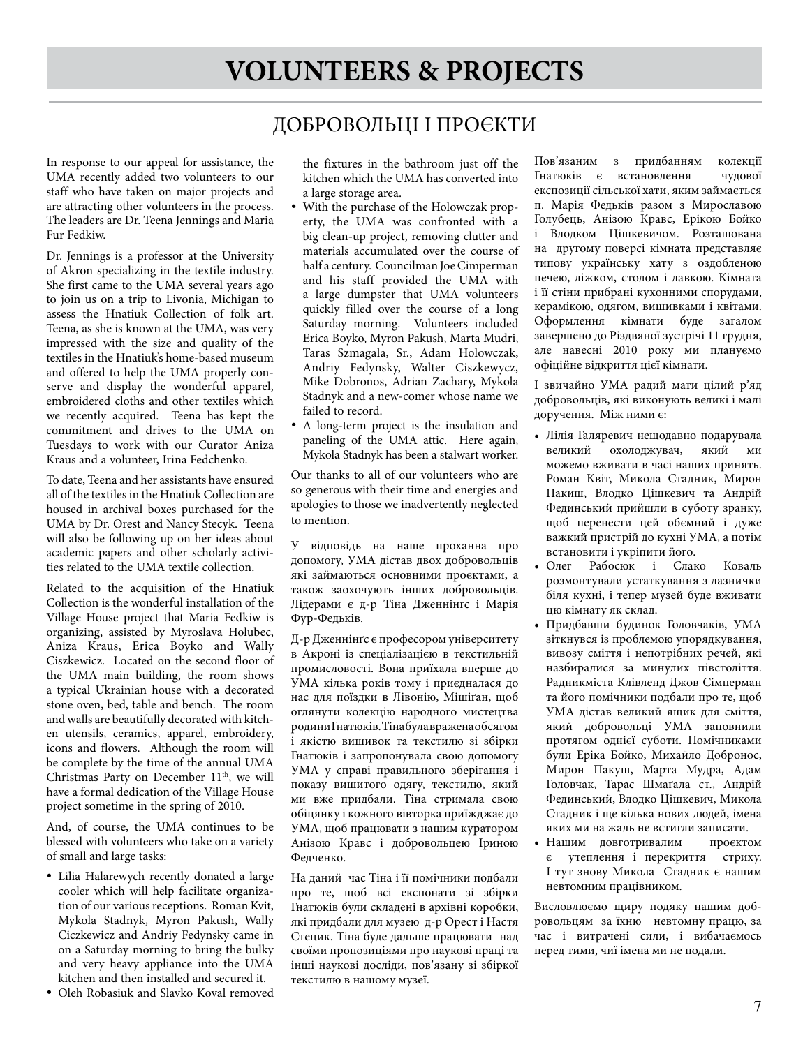# VOLUNTEERS & PROJECTS

## ДОБРОВОЛЬЦІ І ПРОЄКТИ

In response to our appeal for assistance, the UMA recently added two volunteers to our staff who have taken on major projects and are attracting other volunteers in the process. The leaders are Dr. Teena Jennings and Maria Fur Fedkiw.

Dr. Jennings is a professor at the University of Akron specializing in the textile industry. She first came to the UMA several years ago to join us on a trip to Livonia, Michigan to assess the Hnatiuk Collection of folk art. Teena, as she is known at the UMA, was very impressed with the size and quality of the textiles in the Hnatiuk's home-based museum and offered to help the UMA properly conserve and display the wonderful apparel, embroidered cloths and other textiles which we recently acquired. Teena has kept the commitment and drives to the UMA on Tuesdays to work with our Curator Aniza Kraus and a volunteer, Irina Fedchenko.

To date, Teena and her assistants have ensured all of the textiles in the Hnatiuk Collection are housed in archival boxes purchased for the UMA by Dr. Orest and Nancy Stecyk. Teena will also be following up on her ideas about academic papers and other scholarly activities related to the UMA textile collection.

Related to the acquisition of the Hnatiuk Collection is the wonderful installation of the Village House project that Maria Fedkiw is organizing, assisted by Myroslava Holubec, Aniza Kraus, Erica Boyko and Wally Ciszkewicz. Located on the second floor of the UMA main building, the room shows a typical Ukrainian house with a decorated stone oven, bed, table and bench. The room and walls are beautifully decorated with kitchen utensils, ceramics, apparel, embroidery, icons and flowers. Although the room will be complete by the time of the annual UMA Christmas Party on December 11th, we will have a formal dedication of the Village House project sometime in the spring of 2010.

And, of course, the UMA continues to be blessed with volunteers who take on a variety of small and large tasks:

- Lilia Halarewych recently donated a large cooler which will help facilitate organization of our various receptions. Roman Kvit, Mykola Stadnyk, Myron Pakush, Wally Ciczkewicz and Andriy Fedynsky came in on a Saturday morning to bring the bulky and very heavy appliance into the UMA kitchen and then installed and secured it.
- Oleh Robasiuk and Slavko Koval removed the fixtures in the bathroom just off the kitchen which the UMA has converted into a large storage area.
- With the purchase of the Holowczak property, the UMA was confronted with a big clean-up project, removing clutter and materials accumulated over the course of half a century. Councilman Joe Cimperman and his staff provided the UMA with a large dumpster that UMA volunteers quickly filled over the course of a long Saturday morning. Volunteers included Erica Boyko, Myron Pakush, Marta Mudri, Taras Szmagala, Sr., Adam Holowczak, Andriy Fedynsky, Walter Ciszkewycz, Mike Dobronos, Adrian Zachary, Mykola Stadnyk and a new-comer whose name we failed to record.
- A long-term project is the insulation and paneling of the UMA attic. Here again, Mykola Stadnyk has been a stalwart worker.

Our thanks to all of our volunteers who are so generous with their time and energies and apologies to those we inadvertently neglected to mention.

У відповідь на наше прохання про допомогу, УМА дістав двох добровольців які займаються основними проєктами, а також заохочують інших добровольців. Лідерами є д-р Тіна Дженнінґс і Марія Фур-Федьків.

Д-р Дженнінґс є професором університету в Акроні із спеціалізацією в текстильній промисловості. Вона приїхала вперше до УМА кілька років тому і приєдналася до нас для поїздки в Лівонію, Мішіґан, щоб оглянути колекцію народного мистецтва родини Гнатюків. Тіна була вражена обсягом і якістю вишивок та текстилю зі збірки Гнатюків і запропонувала свою допомогу УМА у справі правильного зберігання і показу вишитого одягу, текстилю, який ми вже придбали. Тіна стримала свою обіцянку і кожного вівторка приїжджає до УМА, щоб працювати з нашим куратором Анізою Кравс і добровольцею Іриною Федченко.

На даний час Тіна і її помічники подбали про те, щоб всі експонати зі збірки Гнатюків були складені в архівні коробки, які придбали для музею д-р Орест і Настя Стецик. Тіна буде дальше працювати над своїми пропозиціями про наукові праці та інші наукові досліди, пов'язану зі збіркої текстилю в нашому музеї.

Пов'язаним з придбанням колекції Гнатюків є встановлення чудової експозиції сільської хати, яким займається п. Марія Федьків разом з Мирославою Голубець, Анізою Кравс, Ерікою Бойко і Влодком Цішкевичом. Розташована на другому поверсі кімната представляє типову українську хату з оздобленою печею, ліжком, столом і лавкою. Кімната і її стіни прибрані кухонними спорудами, керамікою, одягом, вишивками і квітами. Оформлення кімнати буде загалом завершено до Різдвяної зустрічі 11 грудня, але навесні 2010 року ми плануємо офіційне відкриття цієї кімнати.

І звичайно УМА радий мати цілий р'яд добровольців, які виконують великі і малі доручення. Між ними є:

- Лілія Галяревич нещодавно подарувала великий охолоджувач, який ми можемо вживати в часі наших принять. Роман Квіт, Микола Стадник, Мирон Пакиш, Влодко Цішкевич та Андрій Фединський прийшли в суботу зранку, щоб перенести цей обємний і дуже важкий пристрій до кухні УМА, а потім встановити і укріпити його.
- Олег Рабосюк і Слако Коваль розмонтували устаткування з лазнички біля кухні, і тепер музей буде вживати цю кімнату як склад.
- Придбавши будинок Головчаків, УМА зіткнувся із проблемою упорядкування, вивозу сміття і непотрібних речей, які назбиралися за минулих півстоліття. Радникміста Клівленд Джов Сімперман та його помічники подбали про те, щоб УМА дістав великий ящик для сміття, який добровольці УМА заповнили протягом однієї суботи. Помічниками були Еріка Бойко, Михайло Доброноc, Мирон Пакуш, Марта Мудра, Адам Головчак, Тарас Шмаґала ст., Андрій Фединський, Влодко Цішкевич, Микола Стадник і ще кілька нових людей, імена яких ми на жаль не встигли записати.
- Нашим довготривалим проєктом є утеплення і перекриття стриху. І тут знову Микола Стадник є нашим невтомним працівником.

Висловлюємо щиру подяку нашим добровольцям за їхню невтомну працю, за час і витрачені сили, і вибачаємось перед тими, чиї імена ми не подали.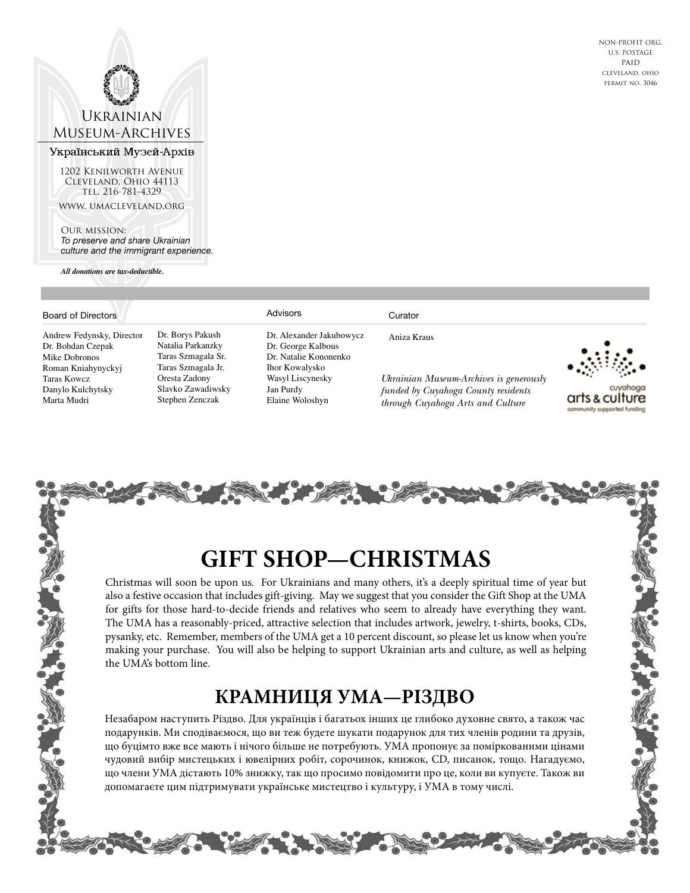Non-profit org.
U.S. Postage
PAID
Cleveland, Ohio
Permit No. 3046

# Ukrainian Museum-Archives

Український Музей-Архів

1202 Kenilworth Avenue
Cleveland, Ohio 44113
tel. 216-781-4329

www. umacleveland.org

Our mission:
*To preserve and share Ukrainian culture and the immigrant experience.*

***All donations are tax-deductible.***

**Board of Directors**

Andrew Fedynsky, Director
Dr. Bohdan Czepak
Mike Dobronos
Roman Kniahynyckyj
Taras Kowcz
Danylo Kulchytsky
Marta Mudri
Dr. Borys Pakush
Natalia Parkanzky
Taras Szmagala Sr.
Taras Szmagala Jr.
Oresta Zadony
Slavko Zawadiwsky
Stephen Zenczak

**Advisors**

Dr. Alexander Jakubowycz
Dr. George Kalbous
Dr. Natalie Kononenko
Ihor Kowalysko
Wasyl Liscynesky
Jan Purdy
Elaine Woloshyn

**Curator**

Aniza Kraus

*Ukrainian Museum-Archives is generously funded by Cuyahoga County residents through Cuyahoga Arts and Culture*

cuyahoga arts & culture
community supported funding

## GIFT SHOP—CHRISTMAS

Christmas will soon be upon us. For Ukrainians and many others, it's a deeply spiritual time of year but also a festive occasion that includes gift-giving. May we suggest that you consider the Gift Shop at the UMA for gifts for those hard-to-decide friends and relatives who seem to already have everything they want. The UMA has a reasonably-priced, attractive selection that includes artwork, jewelry, t-shirts, books, CDs, pysanky, etc. Remember, members of the UMA get a 10 percent discount, so please let us know when you're making your purchase. You will also be helping to support Ukrainian arts and culture, as well as helping the UMA's bottom line.

## КРАМНИЦЯ УМА—РІЗДВО

Незабаром наступить Різдво. Для українців і багатьох інших це глибоко духовне свято, а також час подарунків. Ми сподіваємося, що ви теж будете шукати подарунок для тих членів родини та друзів, що буцімто вже все мають і нічого більше не потребують. УМА пропонує за поміркованими цінами чудовий вибір мистецьких і ювелірних робіт, сорочинок, книжок, CD, писанок, тощо. Нагадуємо, що члени УМА дістають 10% знижку, так що просимо повідомити про це, коли ви купуєте. Також ви допомагаєте цим підтримувати українське мистецтво і культуру, і УМА в тому числі.